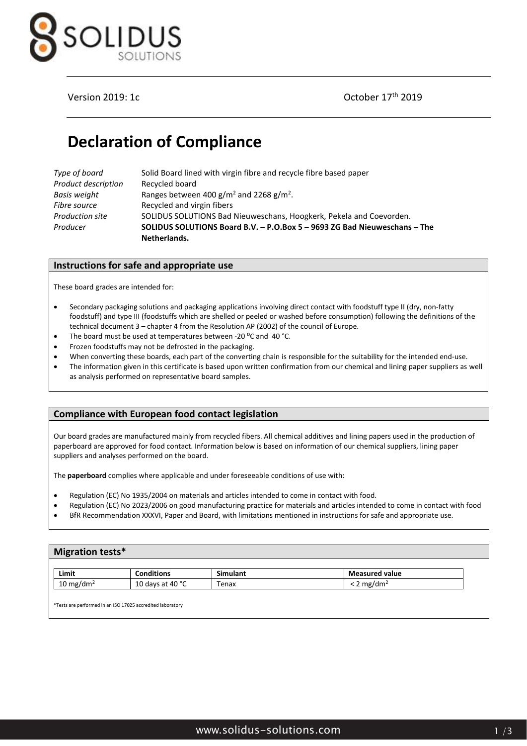Version 2019: 1c

October 17th 2019

# Declaration of Compliance

| | |
|---|---|
| *Type of board* | Solid Board lined with virgin fibre and recycle fibre based paper |
| *Product description* | Recycled board |
| *Basis weight* | Ranges between 400 $g/m^2$ and 2268 $g/m^2$. |
| *Fibre source* | Recycled and virgin fibers |
| *Production site* | SOLIDUS SOLUTIONS Bad Nieuweschans, Hoogkerk, Pekela and Coevorden. |
| *Producer* | **SOLIDUS SOLUTIONS Board B.V. – P.O.Box 5 – 9693 ZG Bad Nieuweschans – The Netherlands.** |

## Instructions for safe and appropriate use

These board grades are intended for:

- Secondary packaging solutions and packaging applications involving direct contact with foodstuff type II (dry, non-fatty foodstuff) and type III (foodstuffs which are shelled or peeled or washed before consumption) following the definitions of the technical document 3 – chapter 4 from the Resolution AP (2002) of the council of Europe.
- The board must be used at temperatures between -20 °C and 40 °C.
- Frozen foodstuffs may not be defrosted in the packaging.
- When converting these boards, each part of the converting chain is responsible for the suitability for the intended end-use.
- The information given in this certificate is based upon written confirmation from our chemical and lining paper suppliers as well as analysis performed on representative board samples.

## Compliance with European food contact legislation

Our board grades are manufactured mainly from recycled fibers. All chemical additives and lining papers used in the production of paperboard are approved for food contact. Information below is based on information of our chemical suppliers, lining paper suppliers and analyses performed on the board.

The **paperboard** complies where applicable and under foreseeable conditions of use with:

- Regulation (EC) No 1935/2004 on materials and articles intended to come in contact with food.
- Regulation (EC) No 2023/2006 on good manufacturing practice for materials and articles intended to come in contact with food
- BfR Recommendation XXXVI, Paper and Board, with limitations mentioned in instructions for safe and appropriate use.

## Migration tests*

| Limit | Conditions | Simulant | Measured value |
|---|---|---|---|
| 10 $mg/dm^2$ | 10 days at 40 °C | Tenax | < 2 $mg/dm^2$ |

*Tests are performed in an ISO 17025 accredited laboratory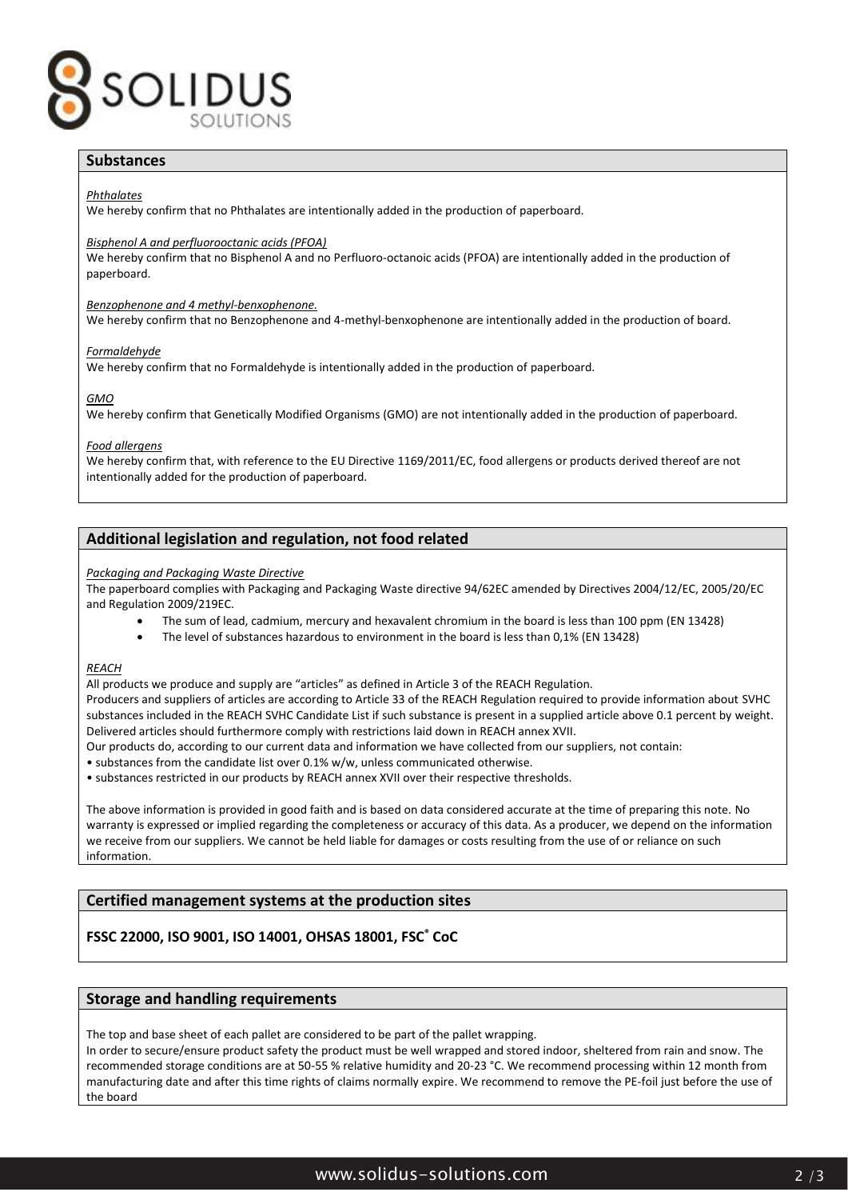## Substances

*Phthalates*
We hereby confirm that no Phthalates are intentionally added in the production of paperboard.

*Bisphenol A and perfluorooctanic acids (PFOA)*
We hereby confirm that no Bisphenol A and no Perfluoro-octanoic acids (PFOA) are intentionally added in the production of paperboard.

*Benzophenone and 4 methyl-benxophenone.*
We hereby confirm that no Benzophenone and 4-methyl-benxophenone are intentionally added in the production of board.

*Formaldehyde*
We hereby confirm that no Formaldehyde is intentionally added in the production of paperboard.

*GMO*
We hereby confirm that Genetically Modified Organisms (GMO) are not intentionally added in the production of paperboard.

*Food allergens*
We hereby confirm that, with reference to the EU Directive 1169/2011/EC, food allergens or products derived thereof are not intentionally added for the production of paperboard.

## Additional legislation and regulation, not food related

*Packaging and Packaging Waste Directive*
The paperboard complies with Packaging and Packaging Waste directive 94/62EC amended by Directives 2004/12/EC, 2005/20/EC and Regulation 2009/219EC.

- The sum of lead, cadmium, mercury and hexavalent chromium in the board is less than 100 ppm (EN 13428)
- The level of substances hazardous to environment in the board is less than 0,1% (EN 13428)

*REACH*
All products we produce and supply are "articles" as defined in Article 3 of the REACH Regulation.
Producers and suppliers of articles are according to Article 33 of the REACH Regulation required to provide information about SVHC substances included in the REACH SVHC Candidate List if such substance is present in a supplied article above 0.1 percent by weight.
Delivered articles should furthermore comply with restrictions laid down in REACH annex XVII.
Our products do, according to our current data and information we have collected from our suppliers, not contain:
• substances from the candidate list over 0.1% w/w, unless communicated otherwise.
• substances restricted in our products by REACH annex XVII over their respective thresholds.

The above information is provided in good faith and is based on data considered accurate at the time of preparing this note. No warranty is expressed or implied regarding the completeness or accuracy of this data. As a producer, we depend on the information we receive from our suppliers. We cannot be held liable for damages or costs resulting from the use of or reliance on such information.

## Certified management systems at the production sites

**FSSC 22000, ISO 9001, ISO 14001, OHSAS 18001, FSC® CoC**

## Storage and handling requirements

The top and base sheet of each pallet are considered to be part of the pallet wrapping.
In order to secure/ensure product safety the product must be well wrapped and stored indoor, sheltered from rain and snow. The recommended storage conditions are at 50-55 % relative humidity and 20-23 °C. We recommend processing within 12 month from manufacturing date and after this time rights of claims normally expire. We recommend to remove the PE-foil just before the use of the board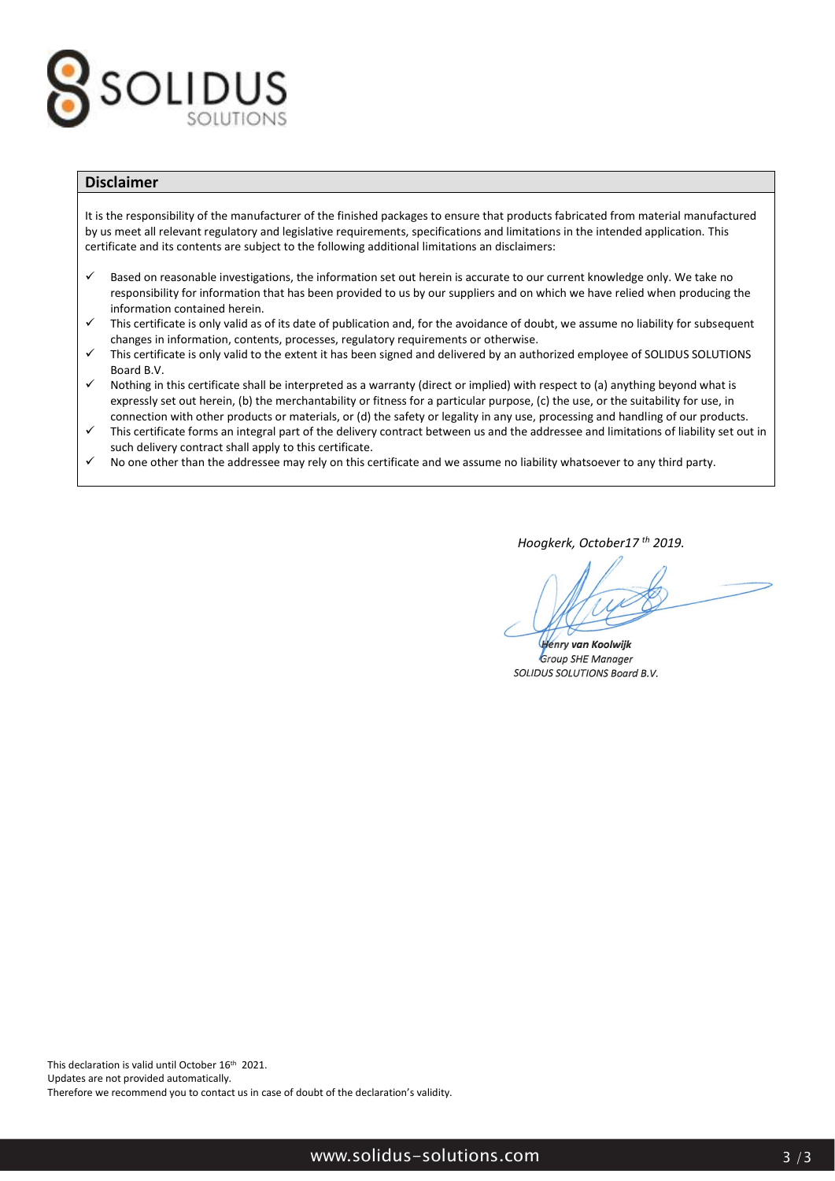## Disclaimer

It is the responsibility of the manufacturer of the finished packages to ensure that products fabricated from material manufactured by us meet all relevant regulatory and legislative requirements, specifications and limitations in the intended application. This certificate and its contents are subject to the following additional limitations an disclaimers:

- ✓ Based on reasonable investigations, the information set out herein is accurate to our current knowledge only. We take no responsibility for information that has been provided to us by our suppliers and on which we have relied when producing the information contained herein.
- ✓ This certificate is only valid as of its date of publication and, for the avoidance of doubt, we assume no liability for subsequent changes in information, contents, processes, regulatory requirements or otherwise.
- ✓ This certificate is only valid to the extent it has been signed and delivered by an authorized employee of SOLIDUS SOLUTIONS Board B.V.
- ✓ Nothing in this certificate shall be interpreted as a warranty (direct or implied) with respect to (a) anything beyond what is expressly set out herein, (b) the merchantability or fitness for a particular purpose, (c) the use, or the suitability for use, in connection with other products or materials, or (d) the safety or legality in any use, processing and handling of our products.
- ✓ This certificate forms an integral part of the delivery contract between us and the addressee and limitations of liability set out in such delivery contract shall apply to this certificate.
- ✓ No one other than the addressee may rely on this certificate and we assume no liability whatsoever to any third party.

*Hoogkerk, October17 th 2019.*

***Henry van Koolwijk***
*Group SHE Manager*
*SOLIDUS SOLUTIONS Board B.V.*

This declaration is valid until October 16th 2021.
Updates are not provided automatically.
Therefore we recommend you to contact us in case of doubt of the declaration's validity.

www.solidus-solutions.com